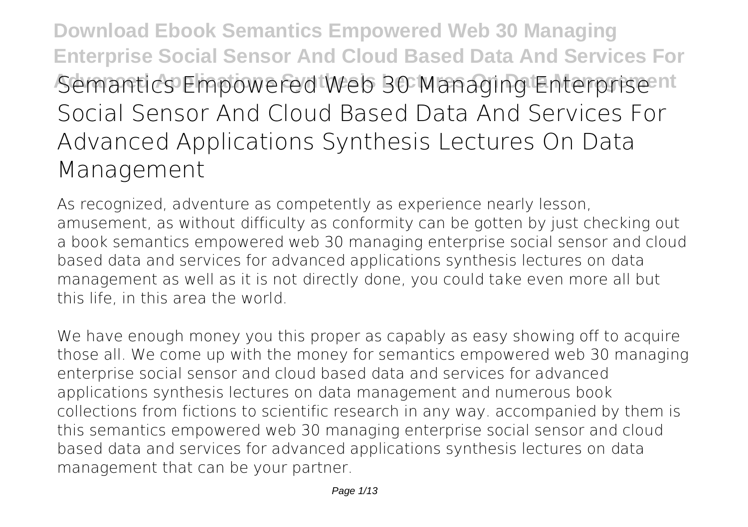# Semantics Empowered Web 30 Managing Enterprise Social Sensor And Cloud Based Data And Services For Advanced Applications Synthesis Lectures On Data Management

As recognized, adventure as competently as experience nearly lesson, amusement, as without difficulty as conformity can be gotten by just checking out a book **semantics empowered web 30 managing enterprise social sensor and cloud based data and services for advanced applications synthesis lectures on data management** as well as it is not directly done, you could take even more all but this life, in this area the world.

We have enough money you this proper as capably as easy showing off to acquire those all. We come up with the money for semantics empowered web 30 managing enterprise social sensor and cloud based data and services for advanced applications synthesis lectures on data management and numerous book collections from fictions to scientific research in any way. accompanied by them is this semantics empowered web 30 managing enterprise social sensor and cloud based data and services for advanced applications synthesis lectures on data management that can be your partner.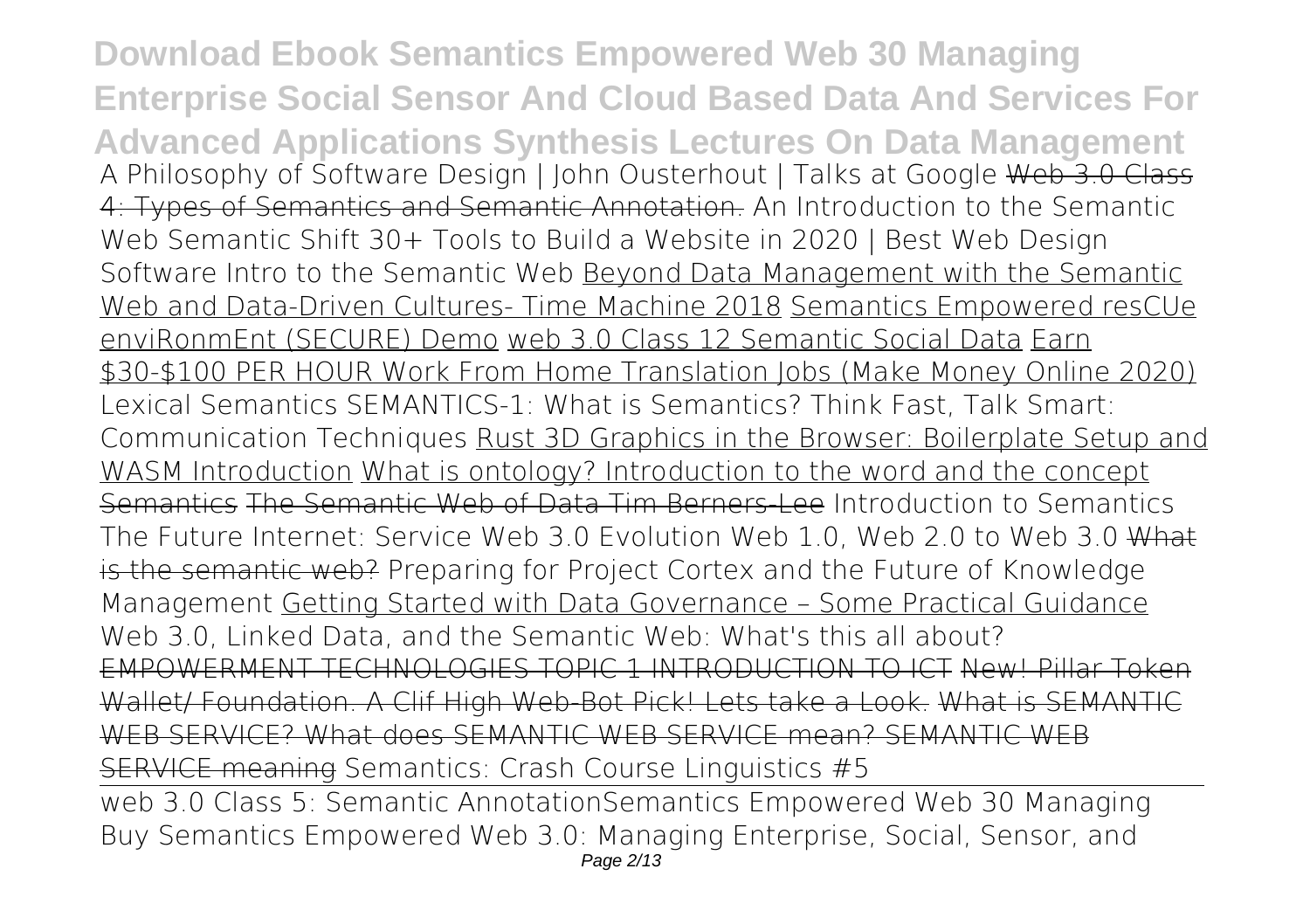A Philosophy of Software Design | John Ousterhout | Talks at Google Web 3.0 Class 4: Types of Semantics and Semantic Annotation. An Introduction to the Semantic Web Semantic Shift 30+ Tools to Build a Website in 2020 | Best Web Design Software Intro to the Semantic Web Beyond Data Management with the Semantic Web and Data-Driven Cultures- Time Machine 2018 Semantics Empowered resCUe enviRonmEnt (SECURE) Demo web 3.0 Class 12 Semantic Social Data Earn $30-$100 PER HOUR Work From Home Translation Jobs (Make Money Online 2020) Lexical Semantics SEMANTICS-1: What is Semantics? Think Fast, Talk Smart: Communication Techniques Rust 3D Graphics in the Browser: Boilerplate Setup and WASM Introduction What is ontology? Introduction to the word and the concept Semantics The Semantic Web of Data Tim Berners-Lee Introduction to Semantics The Future Internet: Service Web 3.0 Evolution Web 1.0, Web 2.0 to Web 3.0 What is the semantic web? Preparing for Project Cortex and the Future of Knowledge Management Getting Started with Data Governance – Some Practical Guidance Web 3.0, Linked Data, and the Semantic Web: What's this all about? EMPOWERMENT TECHNOLOGIES TOPIC 1 INTRODUCTION TO ICT New! Pillar Token Wallet/ Foundation. A Clif High Web-Bot Pick! Lets take a Look. What is SEMANTIC WEB SERVICE? What does SEMANTIC WEB SERVICE mean? SEMANTIC WEB SERVICE meaning Semantics: Crash Course Linguistics #5

web 3.0 Class 5: Semantic Annotation

## Semantics Empowered Web 30 Managing

Buy Semantics Empowered Web 3.0: Managing Enterprise, Social, Sensor, and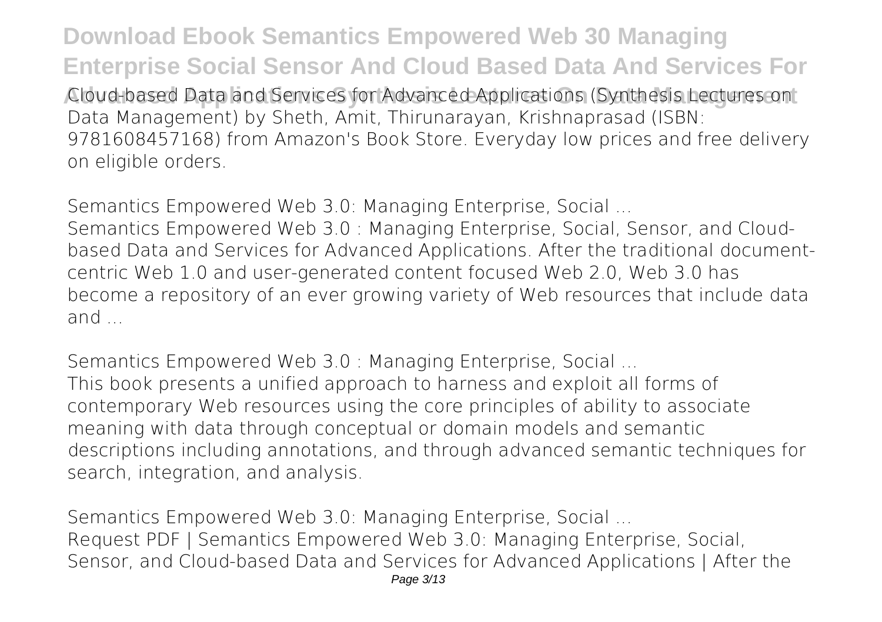Cloud-based Data and Services for Advanced Applications (Synthesis Lectures on Data Management) by Sheth, Amit, Thirunarayan, Krishnaprasad (ISBN: 9781608457168) from Amazon's Book Store. Everyday low prices and free delivery on eligible orders.

**Semantics Empowered Web 3.0: Managing Enterprise, Social ...**
Semantics Empowered Web 3.0 : Managing Enterprise, Social, Sensor, and Cloud-based Data and Services for Advanced Applications. After the traditional document-centric Web 1.0 and user-generated content focused Web 2.0, Web 3.0 has become a repository of an ever growing variety of Web resources that include data and ...

**Semantics Empowered Web 3.0 : Managing Enterprise, Social ...**
This book presents a unified approach to harness and exploit all forms of contemporary Web resources using the core principles of ability to associate meaning with data through conceptual or domain models and semantic descriptions including annotations, and through advanced semantic techniques for search, integration, and analysis.

**Semantics Empowered Web 3.0: Managing Enterprise, Social ...**
Request PDF | Semantics Empowered Web 3.0: Managing Enterprise, Social, Sensor, and Cloud-based Data and Services for Advanced Applications | After the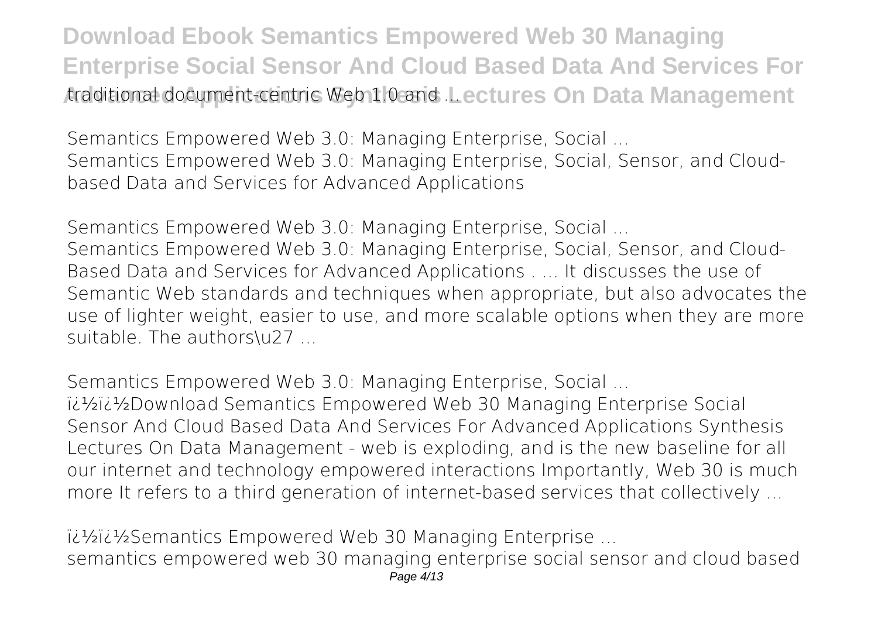traditional document-centric Web 1.0 and ...

**Semantics Empowered Web 3.0: Managing Enterprise, Social ...**
Semantics Empowered Web 3.0: Managing Enterprise, Social, Sensor, and Cloud-based Data and Services for Advanced Applications

**Semantics Empowered Web 3.0: Managing Enterprise, Social ...**
Semantics Empowered Web 3.0: Managing Enterprise, Social, Sensor, and Cloud-Based Data and Services for Advanced Applications . ... It discusses the use of Semantic Web standards and techniques when appropriate, but also advocates the use of lighter weight, easier to use, and more scalable options when they are more suitable. The authors\u27 ...

**Semantics Empowered Web 3.0: Managing Enterprise, Social ...**
ï¿½ï¿½Download Semantics Empowered Web 30 Managing Enterprise Social Sensor And Cloud Based Data And Services For Advanced Applications Synthesis Lectures On Data Management - web is exploding, and is the new baseline for all our internet and technology empowered interactions Importantly, Web 30 is much more It refers to a third generation of internet-based services that collectively ...

**ï¿½ï¿½Semantics Empowered Web 30 Managing Enterprise ...**
semantics empowered web 30 managing enterprise social sensor and cloud based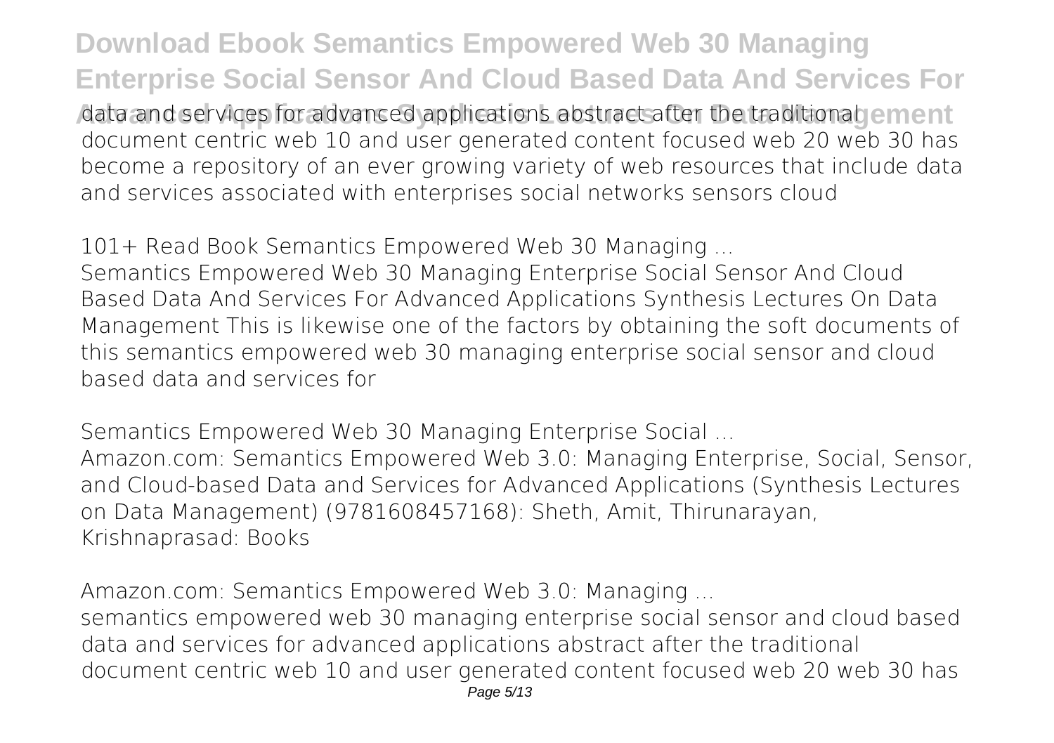data and services for advanced applications abstract after the traditional document centric web 10 and user generated content focused web 20 web 30 has become a repository of an ever growing variety of web resources that include data and services associated with enterprises social networks sensors cloud

**101+ Read Book Semantics Empowered Web 30 Managing ...**

Semantics Empowered Web 30 Managing Enterprise Social Sensor And Cloud Based Data And Services For Advanced Applications Synthesis Lectures On Data Management This is likewise one of the factors by obtaining the soft documents of this semantics empowered web 30 managing enterprise social sensor and cloud based data and services for

**Semantics Empowered Web 30 Managing Enterprise Social ...**

Amazon.com: Semantics Empowered Web 3.0: Managing Enterprise, Social, Sensor, and Cloud-based Data and Services for Advanced Applications (Synthesis Lectures on Data Management) (9781608457168): Sheth, Amit, Thirunarayan, Krishnaprasad: Books

**Amazon.com: Semantics Empowered Web 3.0: Managing ...**

semantics empowered web 30 managing enterprise social sensor and cloud based data and services for advanced applications abstract after the traditional document centric web 10 and user generated content focused web 20 web 30 has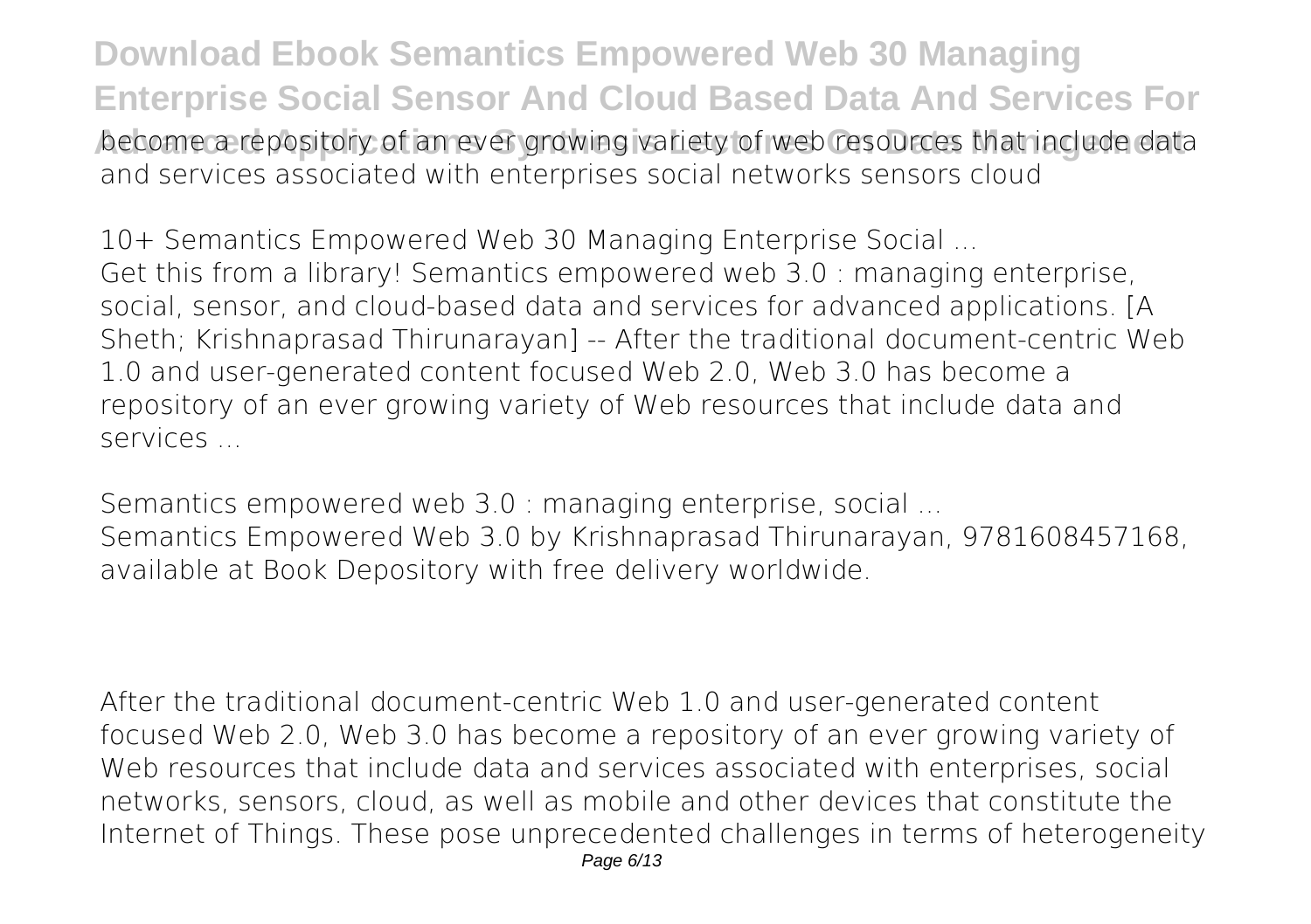become a repository of an ever growing variety of web resources that include data and services associated with enterprises social networks sensors cloud

10+ Semantics Empowered Web 30 Managing Enterprise Social ...

Get this from a library! Semantics empowered web 3.0 : managing enterprise, social, sensor, and cloud-based data and services for advanced applications. [A Sheth; Krishnaprasad Thirunarayan] -- After the traditional document-centric Web 1.0 and user-generated content focused Web 2.0, Web 3.0 has become a repository of an ever growing variety of Web resources that include data and services ...

Semantics empowered web 3.0 : managing enterprise, social ...

Semantics Empowered Web 3.0 by Krishnaprasad Thirunarayan, 9781608457168, available at Book Depository with free delivery worldwide.

After the traditional document-centric Web 1.0 and user-generated content focused Web 2.0, Web 3.0 has become a repository of an ever growing variety of Web resources that include data and services associated with enterprises, social networks, sensors, cloud, as well as mobile and other devices that constitute the Internet of Things. These pose unprecedented challenges in terms of heterogeneity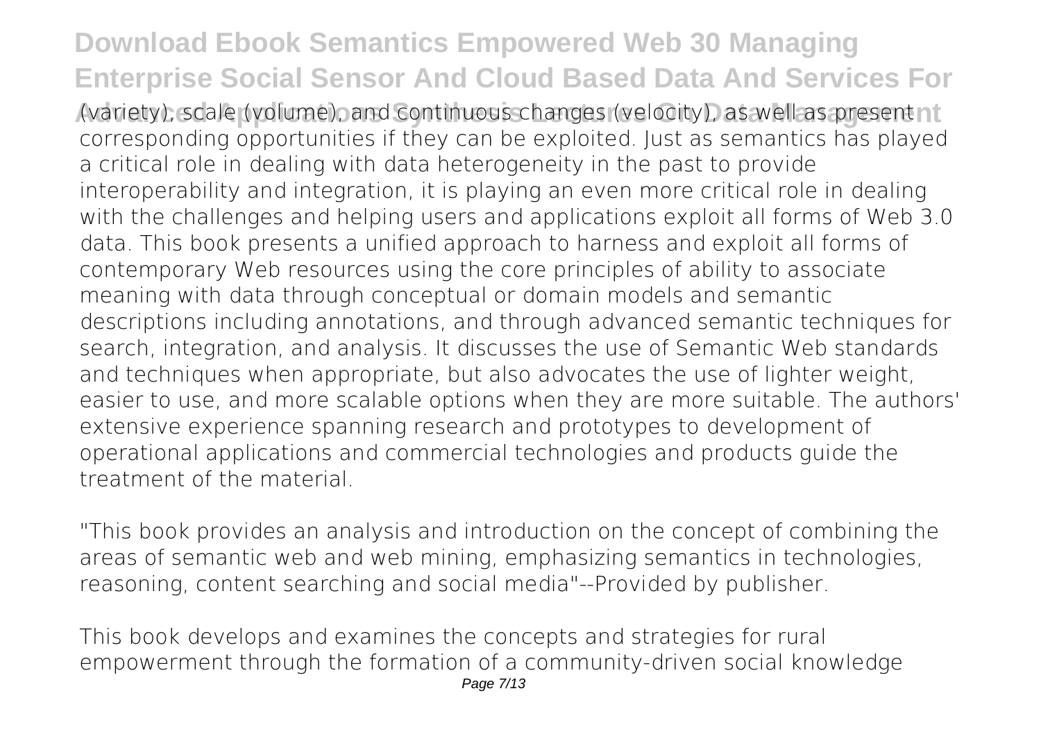(variety), scale (volume), and continuous changes (velocity), as well as present corresponding opportunities if they can be exploited. Just as semantics has played a critical role in dealing with data heterogeneity in the past to provide interoperability and integration, it is playing an even more critical role in dealing with the challenges and helping users and applications exploit all forms of Web 3.0 data. This book presents a unified approach to harness and exploit all forms of contemporary Web resources using the core principles of ability to associate meaning with data through conceptual or domain models and semantic descriptions including annotations, and through advanced semantic techniques for search, integration, and analysis. It discusses the use of Semantic Web standards and techniques when appropriate, but also advocates the use of lighter weight, easier to use, and more scalable options when they are more suitable. The authors' extensive experience spanning research and prototypes to development of operational applications and commercial technologies and products guide the treatment of the material.

"This book provides an analysis and introduction on the concept of combining the areas of semantic web and web mining, emphasizing semantics in technologies, reasoning, content searching and social media"--Provided by publisher.

This book develops and examines the concepts and strategies for rural empowerment through the formation of a community-driven social knowledge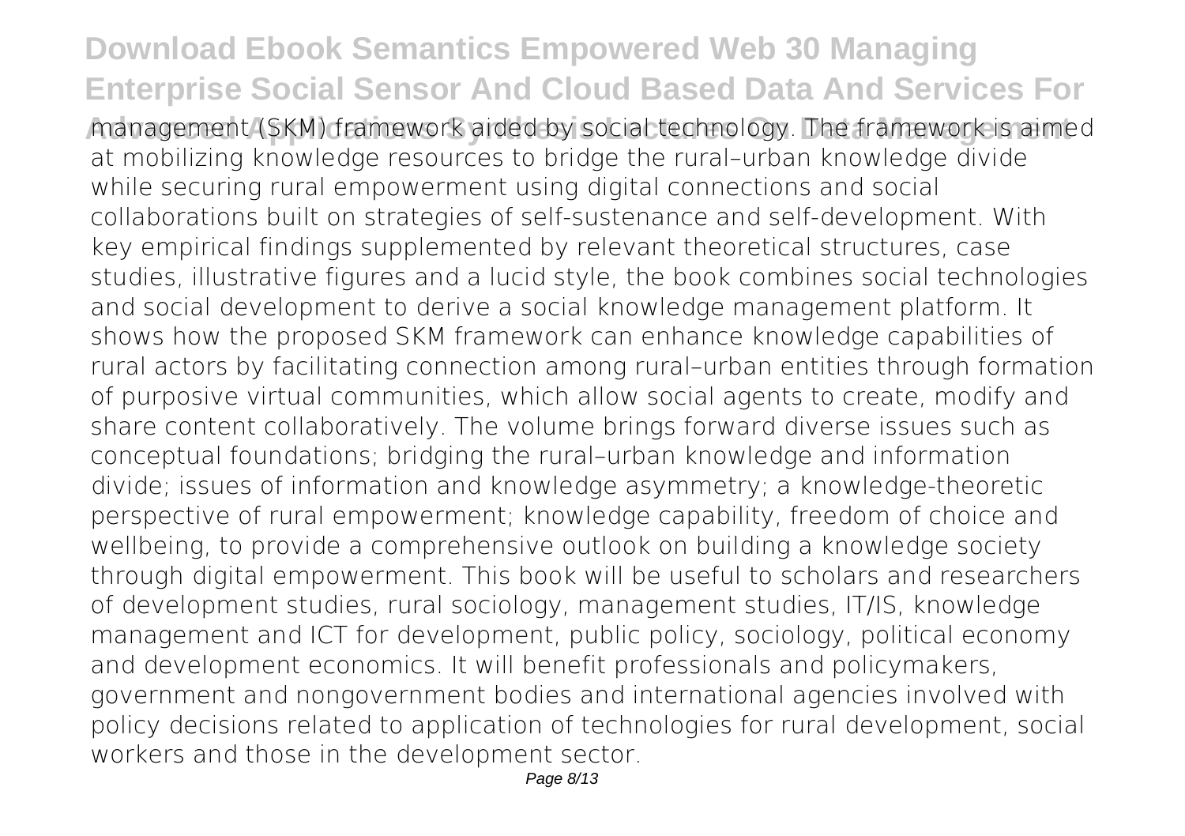management (SKM) framework aided by social technology. The framework is aimed at mobilizing knowledge resources to bridge the rural–urban knowledge divide while securing rural empowerment using digital connections and social collaborations built on strategies of self-sustenance and self-development. With key empirical findings supplemented by relevant theoretical structures, case studies, illustrative figures and a lucid style, the book combines social technologies and social development to derive a social knowledge management platform. It shows how the proposed SKM framework can enhance knowledge capabilities of rural actors by facilitating connection among rural–urban entities through formation of purposive virtual communities, which allow social agents to create, modify and share content collaboratively. The volume brings forward diverse issues such as conceptual foundations; bridging the rural–urban knowledge and information divide; issues of information and knowledge asymmetry; a knowledge-theoretic perspective of rural empowerment; knowledge capability, freedom of choice and wellbeing, to provide a comprehensive outlook on building a knowledge society through digital empowerment. This book will be useful to scholars and researchers of development studies, rural sociology, management studies, IT/IS, knowledge management and ICT for development, public policy, sociology, political economy and development economics. It will benefit professionals and policymakers, government and nongovernment bodies and international agencies involved with policy decisions related to application of technologies for rural development, social workers and those in the development sector.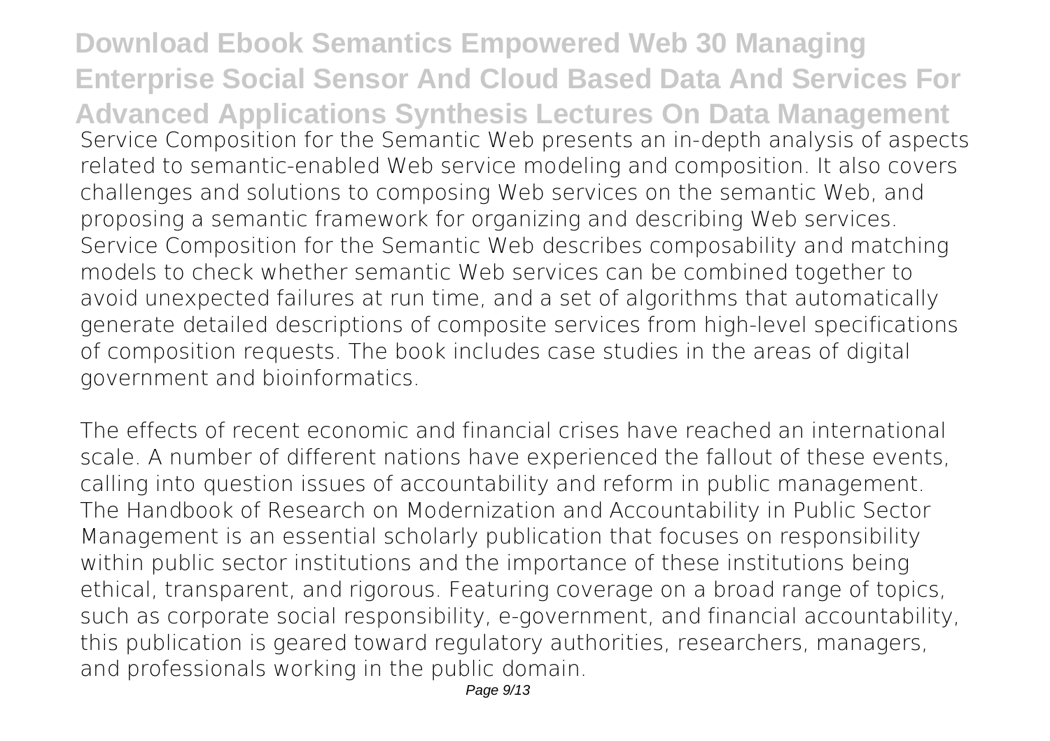Service Composition for the Semantic Web presents an in-depth analysis of aspects related to semantic-enabled Web service modeling and composition. It also covers challenges and solutions to composing Web services on the semantic Web, and proposing a semantic framework for organizing and describing Web services. Service Composition for the Semantic Web describes composability and matching models to check whether semantic Web services can be combined together to avoid unexpected failures at run time, and a set of algorithms that automatically generate detailed descriptions of composite services from high-level specifications of composition requests. The book includes case studies in the areas of digital government and bioinformatics.

The effects of recent economic and financial crises have reached an international scale. A number of different nations have experienced the fallout of these events, calling into question issues of accountability and reform in public management. The Handbook of Research on Modernization and Accountability in Public Sector Management is an essential scholarly publication that focuses on responsibility within public sector institutions and the importance of these institutions being ethical, transparent, and rigorous. Featuring coverage on a broad range of topics, such as corporate social responsibility, e-government, and financial accountability, this publication is geared toward regulatory authorities, researchers, managers, and professionals working in the public domain.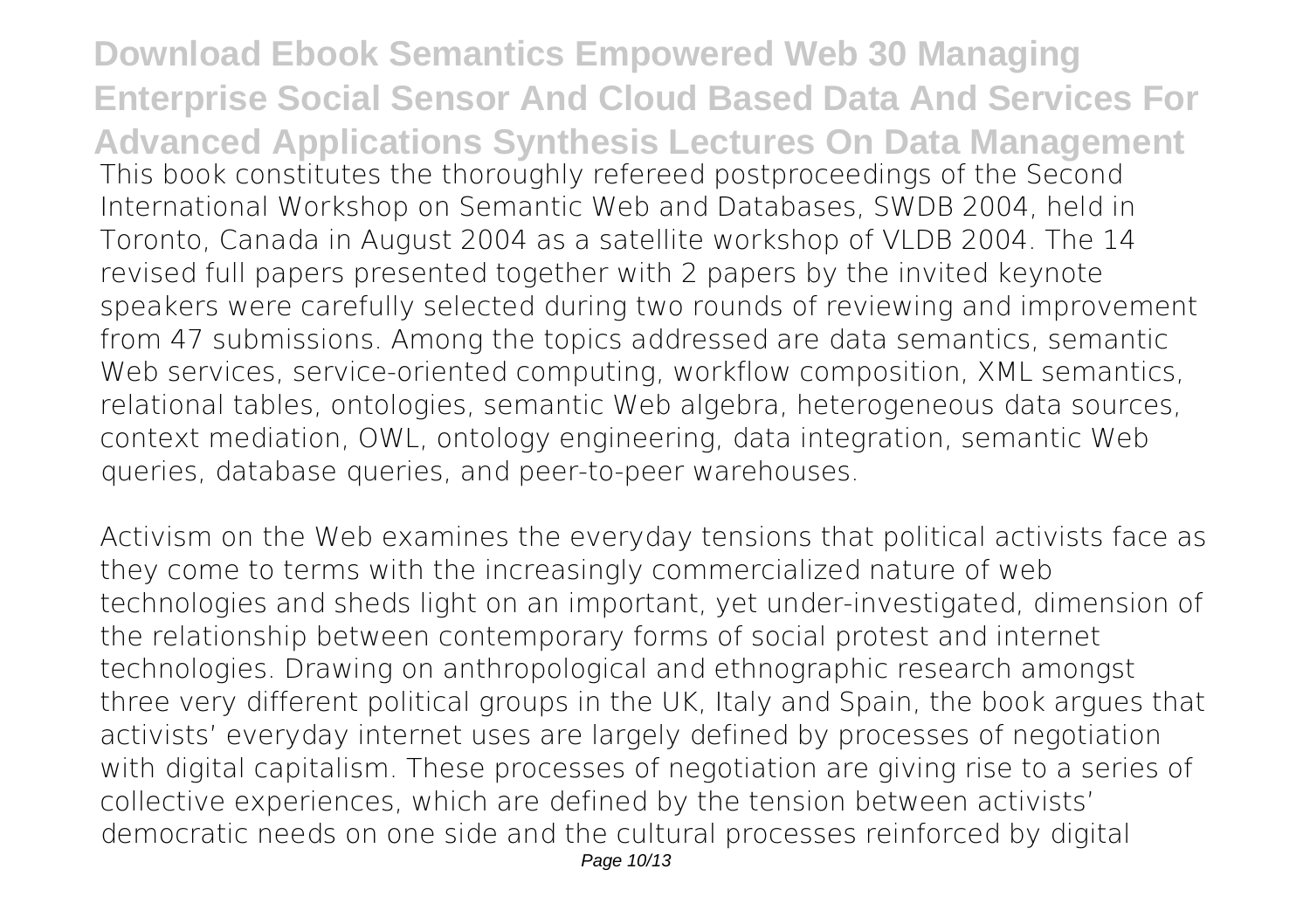This book constitutes the thoroughly refereed postproceedings of the Second International Workshop on Semantic Web and Databases, SWDB 2004, held in Toronto, Canada in August 2004 as a satellite workshop of VLDB 2004. The 14 revised full papers presented together with 2 papers by the invited keynote speakers were carefully selected during two rounds of reviewing and improvement from 47 submissions. Among the topics addressed are data semantics, semantic Web services, service-oriented computing, workflow composition, XML semantics, relational tables, ontologies, semantic Web algebra, heterogeneous data sources, context mediation, OWL, ontology engineering, data integration, semantic Web queries, database queries, and peer-to-peer warehouses.

Activism on the Web examines the everyday tensions that political activists face as they come to terms with the increasingly commercialized nature of web technologies and sheds light on an important, yet under-investigated, dimension of the relationship between contemporary forms of social protest and internet technologies. Drawing on anthropological and ethnographic research amongst three very different political groups in the UK, Italy and Spain, the book argues that activists' everyday internet uses are largely defined by processes of negotiation with digital capitalism. These processes of negotiation are giving rise to a series of collective experiences, which are defined by the tension between activists' democratic needs on one side and the cultural processes reinforced by digital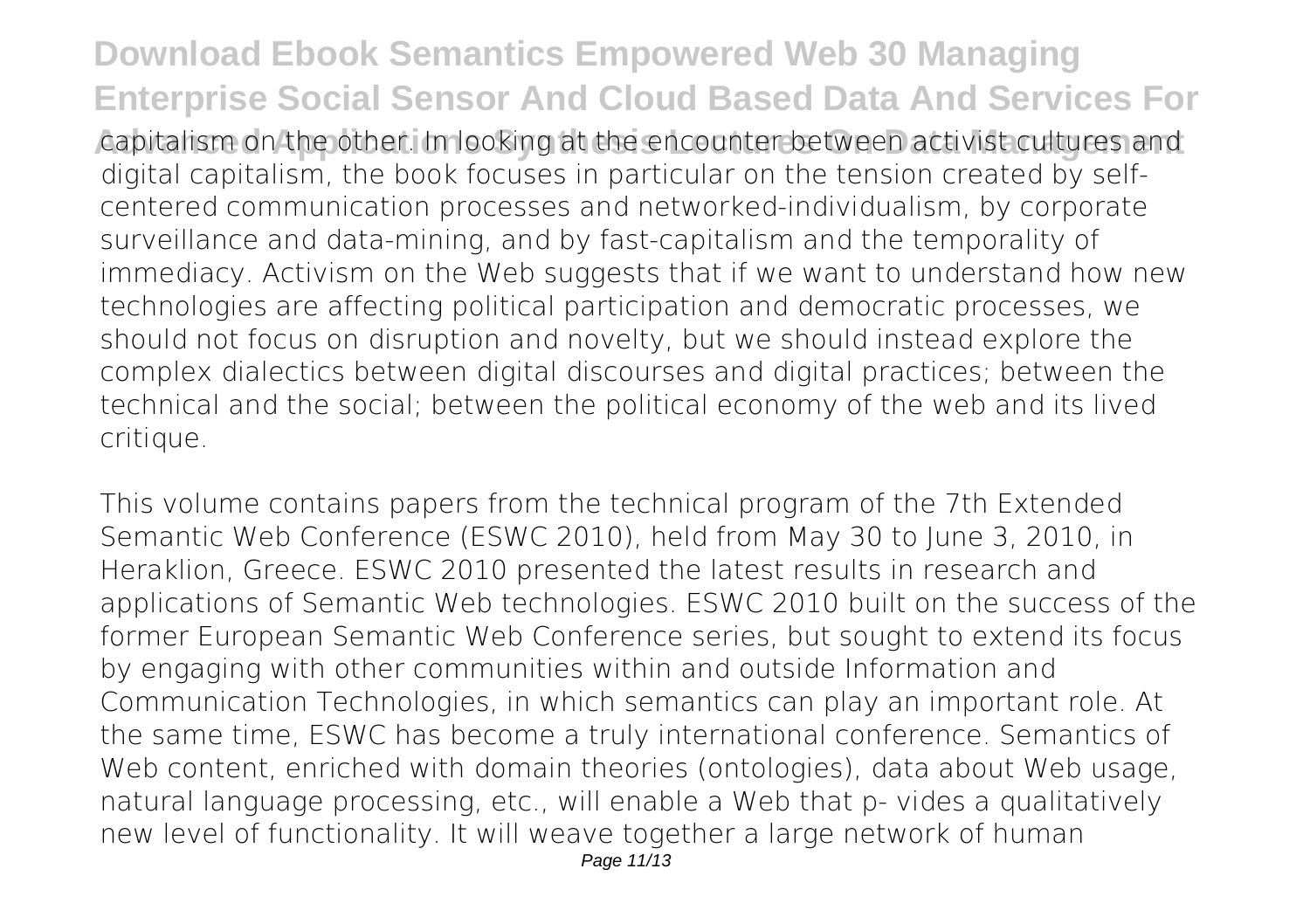capitalism on the other. In looking at the encounter between activist cultures and digital capitalism, the book focuses in particular on the tension created by self-centered communication processes and networked-individualism, by corporate surveillance and data-mining, and by fast-capitalism and the temporality of immediacy. Activism on the Web suggests that if we want to understand how new technologies are affecting political participation and democratic processes, we should not focus on disruption and novelty, but we should instead explore the complex dialectics between digital discourses and digital practices; between the technical and the social; between the political economy of the web and its lived critique.

This volume contains papers from the technical program of the 7th Extended Semantic Web Conference (ESWC 2010), held from May 30 to June 3, 2010, in Heraklion, Greece. ESWC 2010 presented the latest results in research and applications of Semantic Web technologies. ESWC 2010 built on the success of the former European Semantic Web Conference series, but sought to extend its focus by engaging with other communities within and outside Information and Communication Technologies, in which semantics can play an important role. At the same time, ESWC has become a truly international conference. Semantics of Web content, enriched with domain theories (ontologies), data about Web usage, natural language processing, etc., will enable a Web that p- vides a qualitatively new level of functionality. It will weave together a large network of human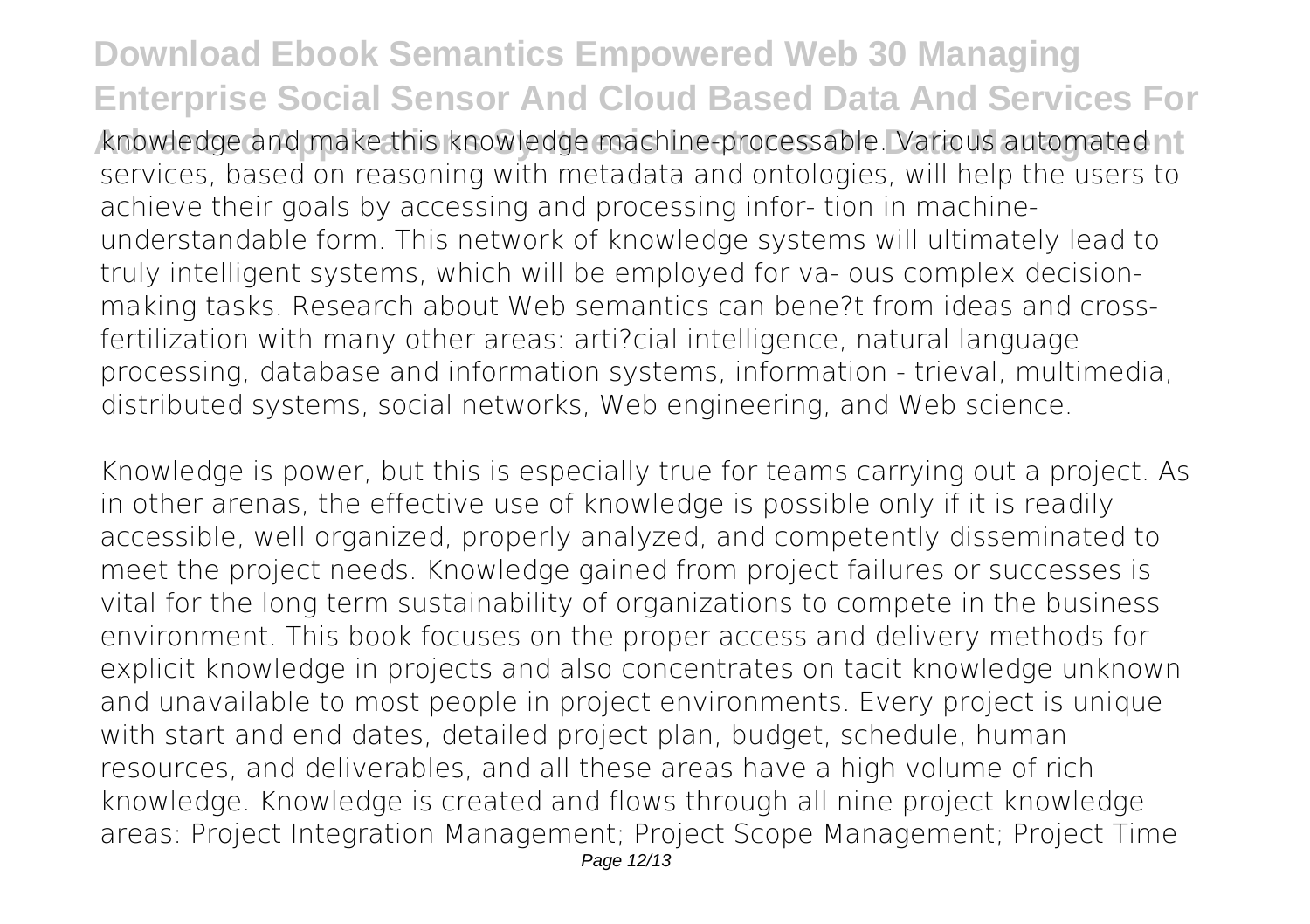knowledge and make this knowledge machine-processable. Various automated services, based on reasoning with metadata and ontologies, will help the users to achieve their goals by accessing and processing infor- tion in machine-understandable form. This network of knowledge systems will ultimately lead to truly intelligent systems, which will be employed for va- ous complex decision-making tasks. Research about Web semantics can bene?t from ideas and cross-fertilization with many other areas: arti?cial intelligence, natural language processing, database and information systems, information - trieval, multimedia, distributed systems, social networks, Web engineering, and Web science.

Knowledge is power, but this is especially true for teams carrying out a project. As in other arenas, the effective use of knowledge is possible only if it is readily accessible, well organized, properly analyzed, and competently disseminated to meet the project needs. Knowledge gained from project failures or successes is vital for the long term sustainability of organizations to compete in the business environment. This book focuses on the proper access and delivery methods for explicit knowledge in projects and also concentrates on tacit knowledge unknown and unavailable to most people in project environments. Every project is unique with start and end dates, detailed project plan, budget, schedule, human resources, and deliverables, and all these areas have a high volume of rich knowledge. Knowledge is created and flows through all nine project knowledge areas: Project Integration Management; Project Scope Management; Project Time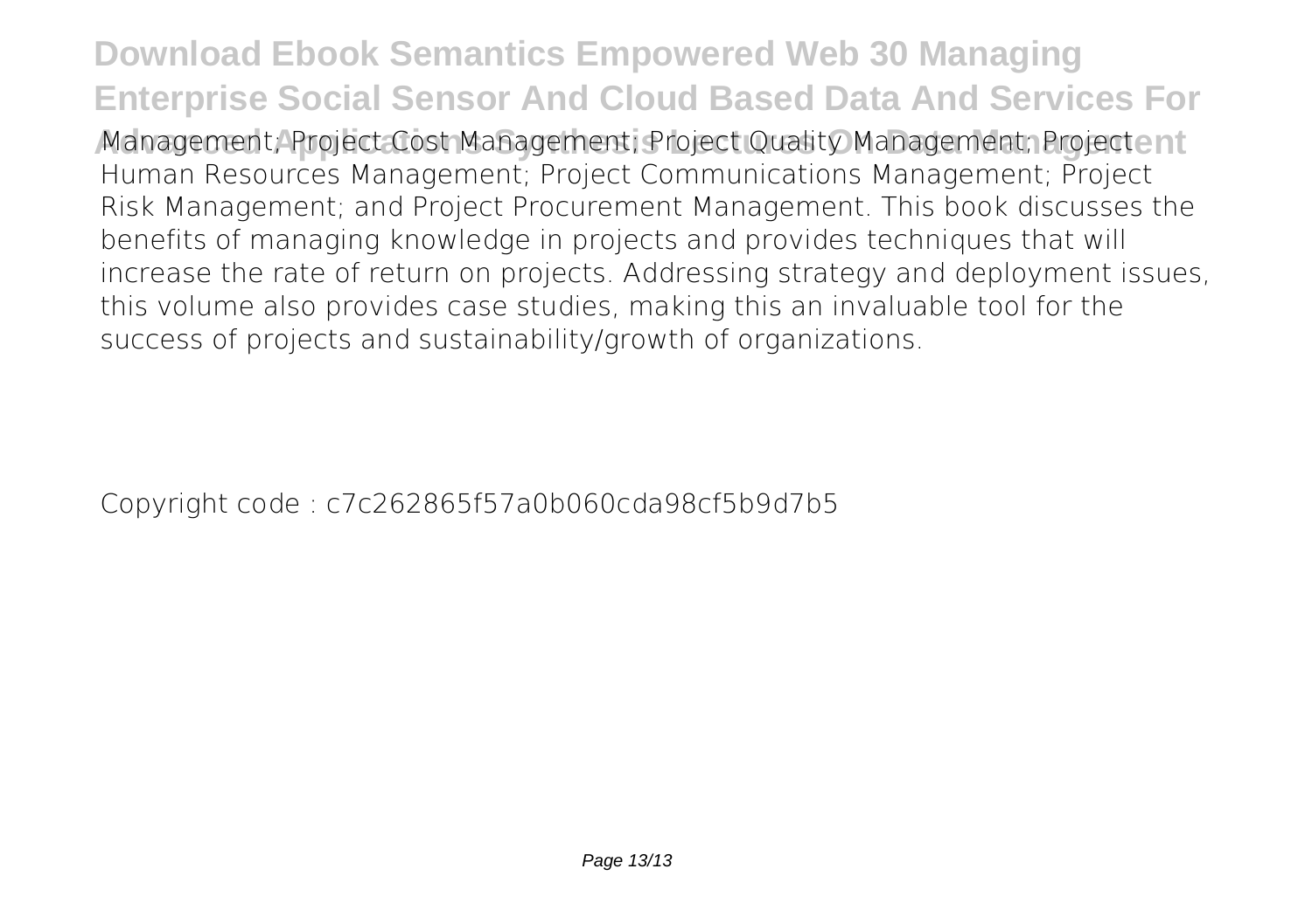Management; Project Cost Management; Project Quality Management; Project Human Resources Management; Project Communications Management; Project Risk Management; and Project Procurement Management. This book discusses the benefits of managing knowledge in projects and provides techniques that will increase the rate of return on projects. Addressing strategy and deployment issues, this volume also provides case studies, making this an invaluable tool for the success of projects and sustainability/growth of organizations.

Copyright code : c7c262865f57a0b060cda98cf5b9d7b5